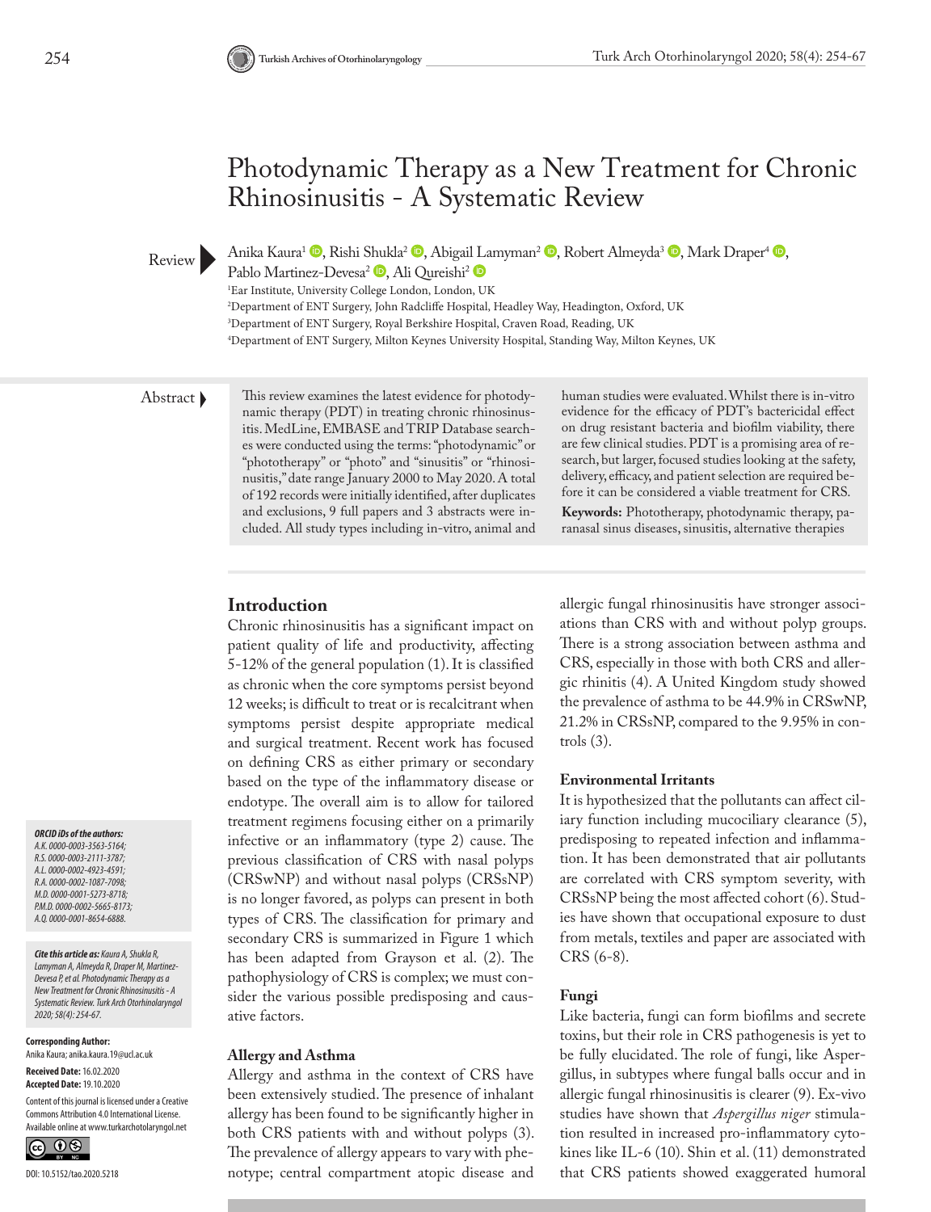# Photodynamic Therapy as a New Treatment for Chronic Rhinosinusitis - A Systematic Review

Review

Anika Kaura[1], Rishi Shukla[2], Abigail Lamyman[2], Robert Almeyda[3], Mark Draper[4], Pablo Martinez-Devesa[2], Ali Qureishi[2]

[1]Ear Institute, University College London, London, UK

[2]Department of ENT Surgery, John Radcliffe Hospital, Headley Way, Headington, Oxford, UK

[3]Department of ENT Surgery, Royal Berkshire Hospital, Craven Road, Reading, UK

[4]Department of ENT Surgery, Milton Keynes University Hospital, Standing Way, Milton Keynes, UK

**Abstract**

This review examines the latest evidence for photodynamic therapy (PDT) in treating chronic rhinosinusitis. MedLine, EMBASE and TRIP Database searches were conducted using the terms: "photodynamic" or "phototherapy" or "photo" and "sinusitis" or "rhinosinusitis," date range January 2000 to May 2020. A total of 192 records were initially identified, after duplicates and exclusions, 9 full papers and 3 abstracts were included. All study types including in-vitro, animal and human studies were evaluated. Whilst there is in-vitro evidence for the efficacy of PDT's bactericidal effect on drug resistant bacteria and biofilm viability, there are few clinical studies. PDT is a promising area of research, but larger, focused studies looking at the safety, delivery, efficacy, and patient selection are required before it can be considered a viable treatment for CRS.

**Keywords:** Phototherapy, photodynamic therapy, paranasal sinus diseases, sinusitis, alternative therapies

***ORCID iDs of the authors:***
*A.K. 0000-0003-3563-5164;*
*R.S. 0000-0003-2111-3787;*
*A.L. 0000-0002-4923-4591;*
*R.A. 0000-0002-1087-7098;*
*M.D. 0000-0001-5273-8718;*
*P.M.D. 0000-0002-5665-8173;*
*A.Q. 0000-0001-8654-6888.*

***Cite this article as:*** *Kaura A, Shukla R, Lamyman A, Almeyda R, Draper M, Martinez-Devesa P, et al. Photodynamic Therapy as a New Treatment for Chronic Rhinosinusitis - A Systematic Review. Turk Arch Otorhinolaryngol 2020; 58(4): 254-67.*

**Corresponding Author:**
Anika Kaura; anika.kaura.19@ucl.ac.uk

**Received Date:** 16.02.2020
**Accepted Date:** 19.10.2020

Content of this journal is licensed under a Creative Commons Attribution 4.0 International License. Available online at www.turkarchotolaryngol.net

DOI: 10.5152/tao.2020.5218

## Introduction

Chronic rhinosinusitis has a significant impact on patient quality of life and productivity, affecting 5-12% of the general population (1). It is classified as chronic when the core symptoms persist beyond 12 weeks; is difficult to treat or is recalcitrant when symptoms persist despite appropriate medical and surgical treatment. Recent work has focused on defining CRS as either primary or secondary based on the type of the inflammatory disease or endotype. The overall aim is to allow for tailored treatment regimens focusing either on a primarily infective or an inflammatory (type 2) cause. The previous classification of CRS with nasal polyps (CRSwNP) and without nasal polyps (CRSsNP) is no longer favored, as polyps can present in both types of CRS. The classification for primary and secondary CRS is summarized in Figure 1 which has been adapted from Grayson et al. (2). The pathophysiology of CRS is complex; we must consider the various possible predisposing and causative factors.

### Allergy and Asthma

Allergy and asthma in the context of CRS have been extensively studied. The presence of inhalant allergy has been found to be significantly higher in both CRS patients with and without polyps (3). The prevalence of allergy appears to vary with phenotype; central compartment atopic disease and allergic fungal rhinosinusitis have stronger associations than CRS with and without polyp groups. There is a strong association between asthma and CRS, especially in those with both CRS and allergic rhinitis (4). A United Kingdom study showed the prevalence of asthma to be 44.9% in CRSwNP, 21.2% in CRSsNP, compared to the 9.95% in controls (3).

### Environmental Irritants

It is hypothesized that the pollutants can affect ciliary function including mucociliary clearance (5), predisposing to repeated infection and inflammation. It has been demonstrated that air pollutants are correlated with CRS symptom severity, with CRSsNP being the most affected cohort (6). Studies have shown that occupational exposure to dust from metals, textiles and paper are associated with CRS (6-8).

### Fungi

Like bacteria, fungi can form biofilms and secrete toxins, but their role in CRS pathogenesis is yet to be fully elucidated. The role of fungi, like Aspergillus, in subtypes where fungal balls occur and in allergic fungal rhinosinusitis is clearer (9). Ex-vivo studies have shown that *Aspergillus niger* stimulation resulted in increased pro-inflammatory cytokines like IL-6 (10). Shin et al. (11) demonstrated that CRS patients showed exaggerated humoral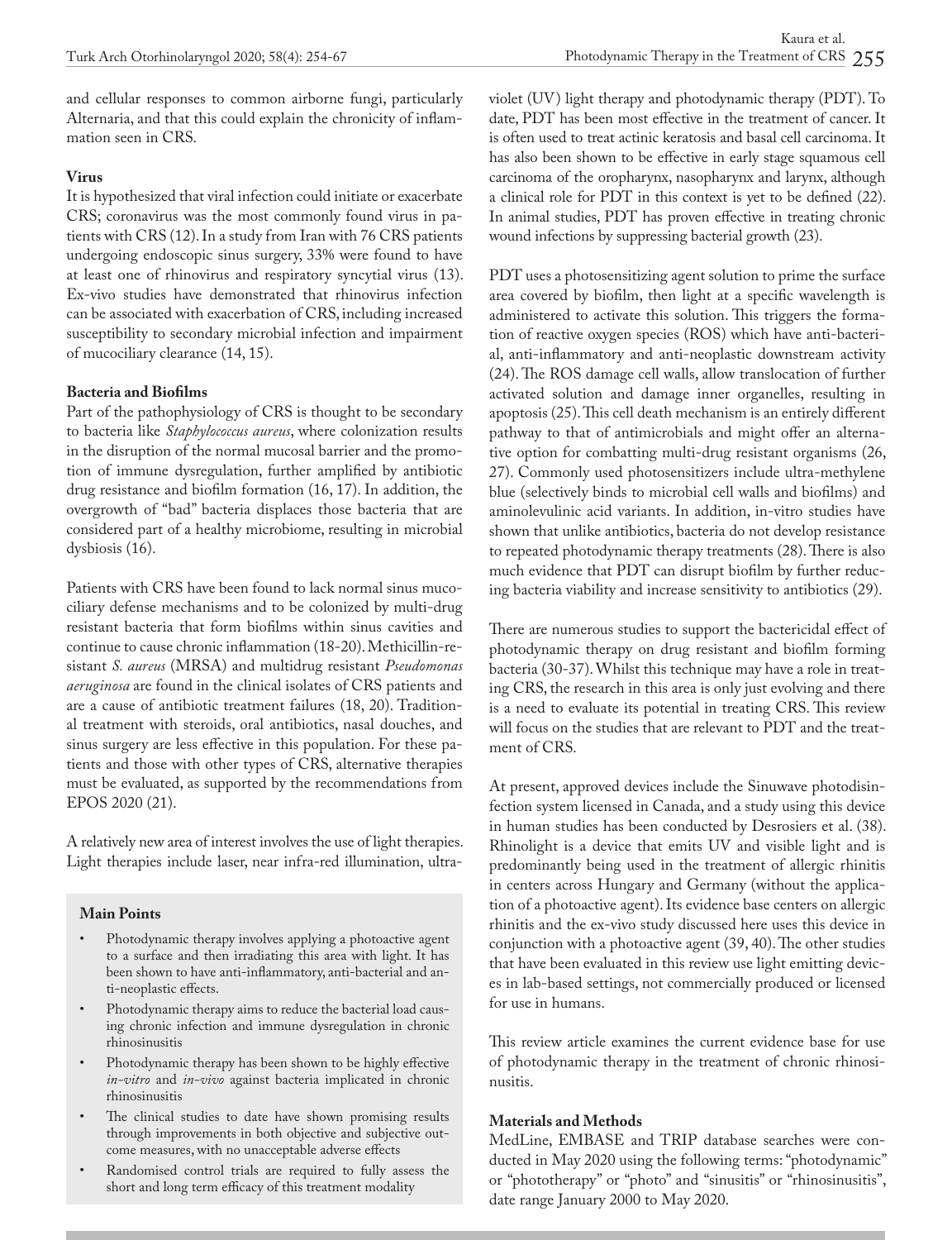and cellular responses to common airborne fungi, particularly Alternaria, and that this could explain the chronicity of inflammation seen in CRS.

**Virus**

It is hypothesized that viral infection could initiate or exacerbate CRS; coronavirus was the most commonly found virus in patients with CRS (12). In a study from Iran with 76 CRS patients undergoing endoscopic sinus surgery, 33% were found to have at least one of rhinovirus and respiratory syncytial virus (13). Ex-vivo studies have demonstrated that rhinovirus infection can be associated with exacerbation of CRS, including increased susceptibility to secondary microbial infection and impairment of mucociliary clearance (14, 15).

**Bacteria and Biofilms**

Part of the pathophysiology of CRS is thought to be secondary to bacteria like *Staphylococcus aureus*, where colonization results in the disruption of the normal mucosal barrier and the promotion of immune dysregulation, further amplified by antibiotic drug resistance and biofilm formation (16, 17). In addition, the overgrowth of "bad" bacteria displaces those bacteria that are considered part of a healthy microbiome, resulting in microbial dysbiosis (16).

Patients with CRS have been found to lack normal sinus mucociliary defense mechanisms and to be colonized by multi-drug resistant bacteria that form biofilms within sinus cavities and continue to cause chronic inflammation (18-20). Methicillin-resistant *S. aureus* (MRSA) and multidrug resistant *Pseudomonas aeruginosa* are found in the clinical isolates of CRS patients and are a cause of antibiotic treatment failures (18, 20). Traditional treatment with steroids, oral antibiotics, nasal douches, and sinus surgery are less effective in this population. For these patients and those with other types of CRS, alternative therapies must be evaluated, as supported by the recommendations from EPOS 2020 (21).

A relatively new area of interest involves the use of light therapies. Light therapies include laser, near infra-red illumination, ultraviolet (UV) light therapy and photodynamic therapy (PDT). To date, PDT has been most effective in the treatment of cancer. It is often used to treat actinic keratosis and basal cell carcinoma. It has also been shown to be effective in early stage squamous cell carcinoma of the oropharynx, nasopharynx and larynx, although a clinical role for PDT in this context is yet to be defined (22). In animal studies, PDT has proven effective in treating chronic wound infections by suppressing bacterial growth (23).

PDT uses a photosensitizing agent solution to prime the surface area covered by biofilm, then light at a specific wavelength is administered to activate this solution. This triggers the formation of reactive oxygen species (ROS) which have anti-bacterial, anti-inflammatory and anti-neoplastic downstream activity (24). The ROS damage cell walls, allow translocation of further activated solution and damage inner organelles, resulting in apoptosis (25). This cell death mechanism is an entirely different pathway to that of antimicrobials and might offer an alternative option for combatting multi-drug resistant organisms (26, 27). Commonly used photosensitizers include ultra-methylene blue (selectively binds to microbial cell walls and biofilms) and aminolevulinic acid variants. In addition, in-vitro studies have shown that unlike antibiotics, bacteria do not develop resistance to repeated photodynamic therapy treatments (28). There is also much evidence that PDT can disrupt biofilm by further reducing bacteria viability and increase sensitivity to antibiotics (29).

There are numerous studies to support the bactericidal effect of photodynamic therapy on drug resistant and biofilm forming bacteria (30-37). Whilst this technique may have a role in treating CRS, the research in this area is only just evolving and there is a need to evaluate its potential in treating CRS. This review will focus on the studies that are relevant to PDT and the treatment of CRS.

At present, approved devices include the Sinuwave photodisinfection system licensed in Canada, and a study using this device in human studies has been conducted by Desrosiers et al. (38). Rhinolight is a device that emits UV and visible light and is predominantly being used in the treatment of allergic rhinitis in centers across Hungary and Germany (without the application of a photoactive agent). Its evidence base centers on allergic rhinitis and the ex-vivo study discussed here uses this device in conjunction with a photoactive agent (39, 40). The other studies that have been evaluated in this review use light emitting devices in lab-based settings, not commercially produced or licensed for use in humans.

This review article examines the current evidence base for use of photodynamic therapy in the treatment of chronic rhinosinusitis.

**Main Points**

- Photodynamic therapy involves applying a photoactive agent to a surface and then irradiating this area with light. It has been shown to have anti-inflammatory, anti-bacterial and anti-neoplastic effects.
- Photodynamic therapy aims to reduce the bacterial load causing chronic infection and immune dysregulation in chronic rhinosinusitis
- Photodynamic therapy has been shown to be highly effective *in-vitro* and *in-vivo* against bacteria implicated in chronic rhinosinusitis
- The clinical studies to date have shown promising results through improvements in both objective and subjective outcome measures, with no unacceptable adverse effects
- Randomised control trials are required to fully assess the short and long term efficacy of this treatment modality

**Materials and Methods**

MedLine, EMBASE and TRIP database searches were conducted in May 2020 using the following terms: "photodynamic" or "phototherapy" or "photo" and "sinusitis" or "rhinosinusitis", date range January 2000 to May 2020.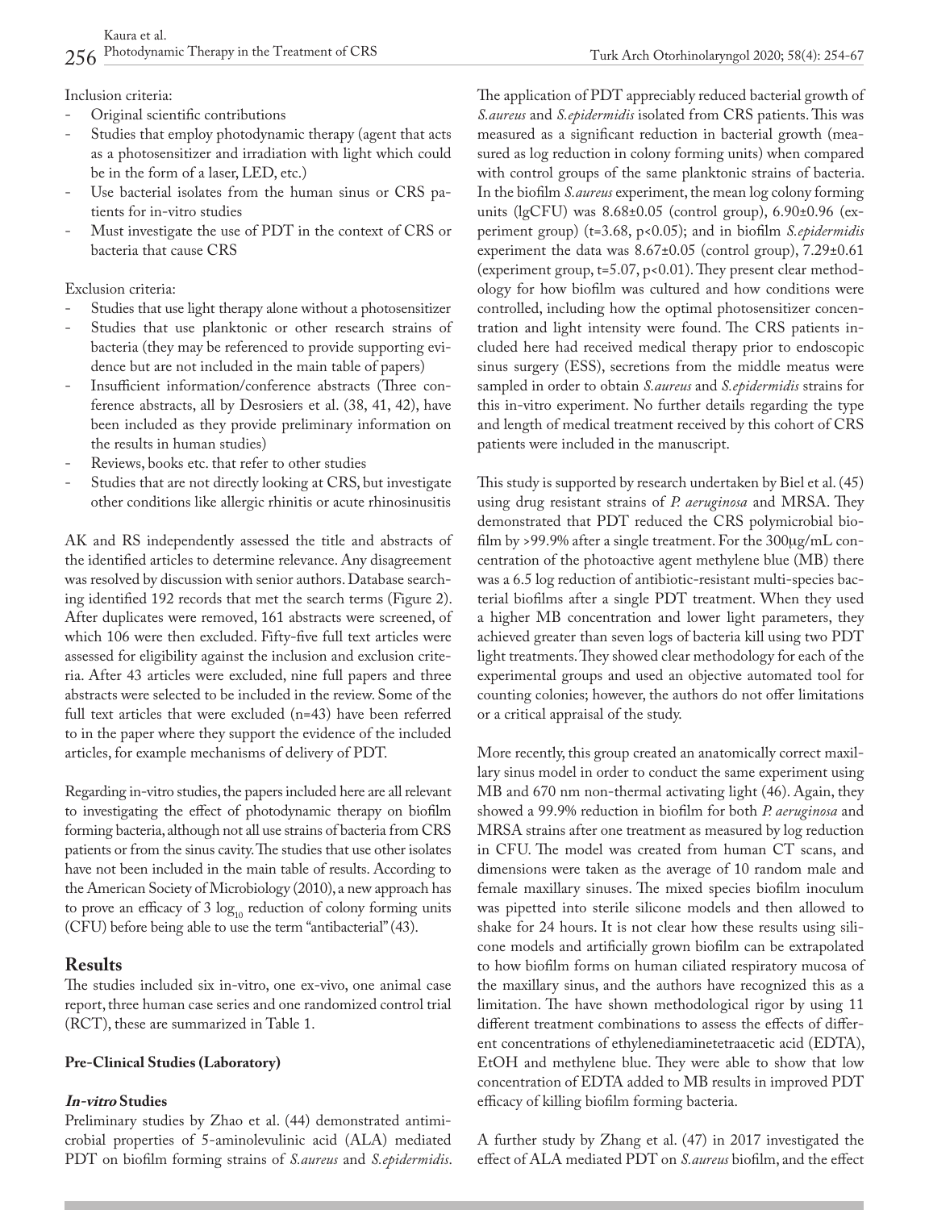Inclusion criteria:

- Original scientific contributions
- Studies that employ photodynamic therapy (agent that acts as a photosensitizer and irradiation with light which could be in the form of a laser, LED, etc.)
- Use bacterial isolates from the human sinus or CRS patients for in-vitro studies
- Must investigate the use of PDT in the context of CRS or bacteria that cause CRS

Exclusion criteria:

- Studies that use light therapy alone without a photosensitizer
- Studies that use planktonic or other research strains of bacteria (they may be referenced to provide supporting evidence but are not included in the main table of papers)
- Insufficient information/conference abstracts (Three conference abstracts, all by Desrosiers et al. (38, 41, 42), have been included as they provide preliminary information on the results in human studies)
- Reviews, books etc. that refer to other studies
- Studies that are not directly looking at CRS, but investigate other conditions like allergic rhinitis or acute rhinosinusitis

AK and RS independently assessed the title and abstracts of the identified articles to determine relevance. Any disagreement was resolved by discussion with senior authors. Database searching identified 192 records that met the search terms (Figure 2). After duplicates were removed, 161 abstracts were screened, of which 106 were then excluded. Fifty-five full text articles were assessed for eligibility against the inclusion and exclusion criteria. After 43 articles were excluded, nine full papers and three abstracts were selected to be included in the review. Some of the full text articles that were excluded (n=43) have been referred to in the paper where they support the evidence of the included articles, for example mechanisms of delivery of PDT.

Regarding in-vitro studies, the papers included here are all relevant to investigating the effect of photodynamic therapy on biofilm forming bacteria, although not all use strains of bacteria from CRS patients or from the sinus cavity. The studies that use other isolates have not been included in the main table of results. According to the American Society of Microbiology (2010), a new approach has to prove an efficacy of 3 $\log_{10}$ reduction of colony forming units (CFU) before being able to use the term "antibacterial" (43).

## Results

The studies included six in-vitro, one ex-vivo, one animal case report, three human case series and one randomized control trial (RCT), these are summarized in Table 1.

### Pre-Clinical Studies (Laboratory)

#### *In-vitro* Studies

Preliminary studies by Zhao et al. (44) demonstrated antimicrobial properties of 5-aminolevulinic acid (ALA) mediated PDT on biofilm forming strains of *S.aureus* and *S.epidermidis*. The application of PDT appreciably reduced bacterial growth of *S.aureus* and *S.epidermidis* isolated from CRS patients. This was measured as a significant reduction in bacterial growth (measured as log reduction in colony forming units) when compared with control groups of the same planktonic strains of bacteria. In the biofilm *S.aureus* experiment, the mean log colony forming units (lgCFU) was 8.68±0.05 (control group), 6.90±0.96 (experiment group) (t=3.68, $p<0.05$); and in biofilm *S.epidermidis* experiment the data was 8.67±0.05 (control group), 7.29±0.61 (experiment group, t=5.07, $p<0.01$). They present clear methodology for how biofilm was cultured and how conditions were controlled, including how the optimal photosensitizer concentration and light intensity were found. The CRS patients included here had received medical therapy prior to endoscopic sinus surgery (ESS), secretions from the middle meatus were sampled in order to obtain *S.aureus* and *S.epidermidis* strains for this in-vitro experiment. No further details regarding the type and length of medical treatment received by this cohort of CRS patients were included in the manuscript.

This study is supported by research undertaken by Biel et al. (45) using drug resistant strains of *P. aeruginosa* and MRSA. They demonstrated that PDT reduced the CRS polymicrobial biofilm by >99.9% after a single treatment. For the 300μg/mL concentration of the photoactive agent methylene blue (MB) there was a 6.5 log reduction of antibiotic-resistant multi-species bacterial biofilms after a single PDT treatment. When they used a higher MB concentration and lower light parameters, they achieved greater than seven logs of bacteria kill using two PDT light treatments. They showed clear methodology for each of the experimental groups and used an objective automated tool for counting colonies; however, the authors do not offer limitations or a critical appraisal of the study.

More recently, this group created an anatomically correct maxillary sinus model in order to conduct the same experiment using MB and 670 nm non-thermal activating light (46). Again, they showed a 99.9% reduction in biofilm for both *P. aeruginosa* and MRSA strains after one treatment as measured by log reduction in CFU. The model was created from human CT scans, and dimensions were taken as the average of 10 random male and female maxillary sinuses. The mixed species biofilm inoculum was pipetted into sterile silicone models and then allowed to shake for 24 hours. It is not clear how these results using silicone models and artificially grown biofilm can be extrapolated to how biofilm forms on human ciliated respiratory mucosa of the maxillary sinus, and the authors have recognized this as a limitation. The have shown methodological rigor by using 11 different treatment combinations to assess the effects of different concentrations of ethylenediaminetetraacetic acid (EDTA), EtOH and methylene blue. They were able to show that low concentration of EDTA added to MB results in improved PDT efficacy of killing biofilm forming bacteria.

A further study by Zhang et al. (47) in 2017 investigated the effect of ALA mediated PDT on *S.aureus* biofilm, and the effect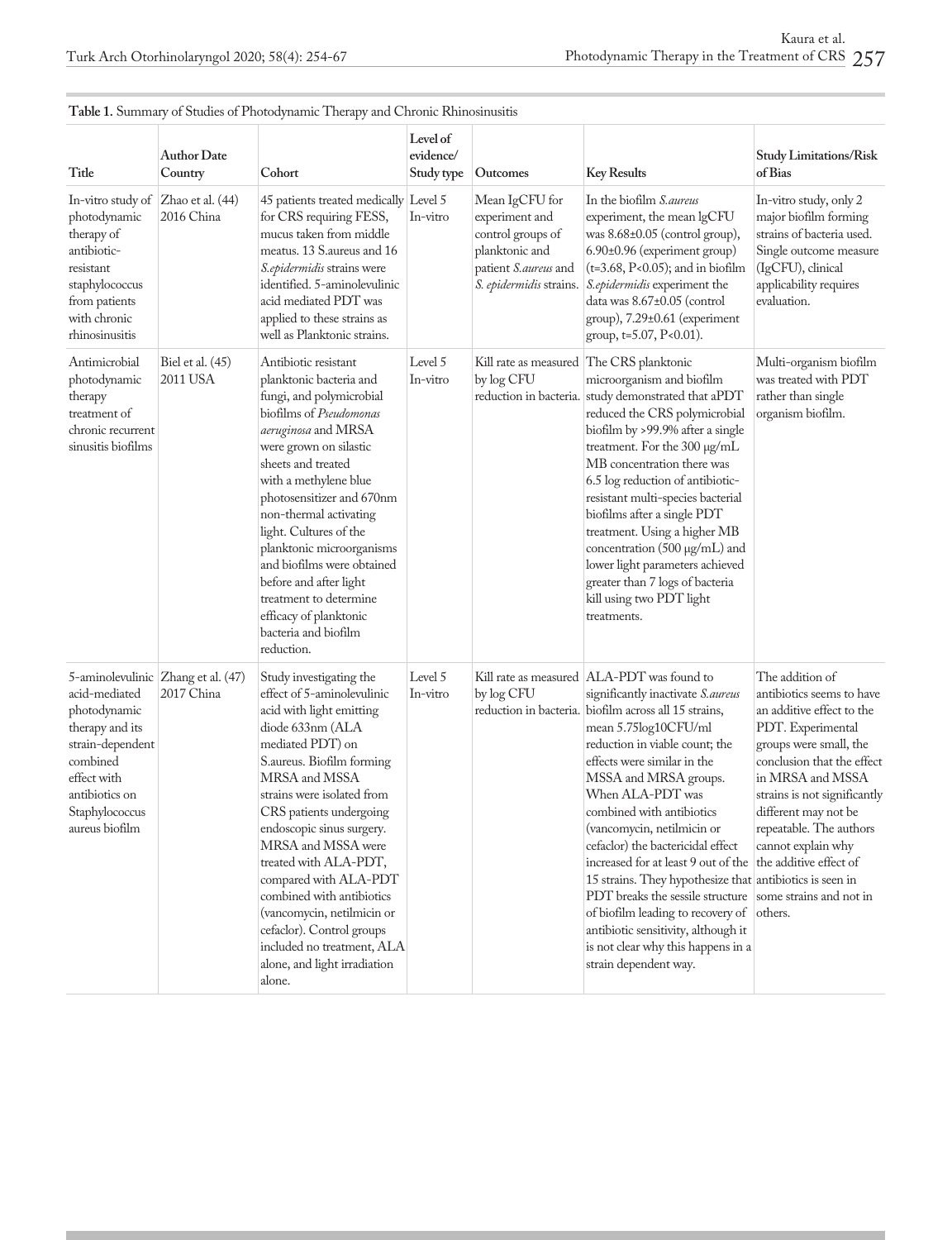**Table 1.** Summary of Studies of Photodynamic Therapy and Chronic Rhinosinusitis

| Title | Author Date Country | Cohort | Level of evidence/ Study type | Outcomes | Key Results | Study Limitations/Risk of Bias |
|---|---|---|---|---|---|---|
| In-vitro study of photodynamic therapy of antibiotic-resistant staphylococcus from patients with chronic rhinosinusitis | Zhao et al. (44) 2016 China | 45 patients treated medically for CRS requiring FESS, mucus taken from middle meatus. 13 S.aureus and 16 *S.epidermidis* strains were identified. 5-aminolevulinic acid mediated PDT was applied to these strains as well as Planktonic strains. | Level 5 In-vitro | Mean IgCFU for experiment and control groups of planktonic and patient *S.aureus* and *S. epidermidis* strains. | In the biofilm *S.aureus* experiment, the mean lgCFU was 8.68±0.05 (control group), 6.90±0.96 (experiment group) (t=3.68, P<0.05); and in biofilm *S.epidermidis* experiment the data was 8.67±0.05 (control group), 7.29±0.61 (experiment group, t=5.07, P<0.01). | In-vitro study, only 2 major biofilm forming strains of bacteria used. Single outcome measure (IgCFU), clinical applicability requires evaluation. |
| Antimicrobial photodynamic therapy treatment of chronic recurrent sinusitis biofilms | Biel et al. (45) 2011 USA | Antibiotic resistant planktonic bacteria and fungi, and polymicrobial biofilms of *Pseudomonas aeruginosa* and MRSA were grown on silastic sheets and treated with a methylene blue photosensitizer and 670nm non-thermal activating light. Cultures of the planktonic microorganisms and biofilms were obtained before and after light treatment to determine efficacy of planktonic bacteria and biofilm reduction. | Level 5 In-vitro | Kill rate as measured by log CFU reduction in bacteria. | The CRS planktonic microorganism and biofilm study demonstrated that aPDT reduced the CRS polymicrobial biofilm by >99.9% after a single treatment. For the 300 μg/mL MB concentration there was 6.5 log reduction of antibiotic-resistant multi-species bacterial biofilms after a single PDT treatment. Using a higher MB concentration (500 μg/mL) and lower light parameters achieved greater than 7 logs of bacteria kill using two PDT light treatments. | Multi-organism biofilm was treated with PDT rather than single organism biofilm. |
| 5-aminolevulinic acid-mediated photodynamic therapy and its strain-dependent combined effect with antibiotics on Staphylococcus aureus biofilm | Zhang et al. (47) 2017 China | Study investigating the effect of 5-aminolevulinic acid with light emitting diode 633nm (ALA mediated PDT) on S.aureus. Biofilm forming MRSA and MSSA strains were isolated from CRS patients undergoing endoscopic sinus surgery. MRSA and MSSA were treated with ALA-PDT, compared with ALA-PDT combined with antibiotics (vancomycin, netilmicin or cefaclor). Control groups included no treatment, ALA alone, and light irradiation alone. | Level 5 In-vitro | Kill rate as measured by log CFU reduction in bacteria. | ALA-PDT was found to significantly inactivate *S.aureus* biofilm across all 15 strains, mean 5.75log10CFU/ml reduction in viable count; the effects were similar in the MSSA and MRSA groups. When ALA-PDT was combined with antibiotics (vancomycin, netilmicin or cefaclor) the bactericidal effect increased for at least 9 out of the 15 strains. They hypothesize that PDT breaks the sessile structure of biofilm leading to recovery of antibiotic sensitivity, although it is not clear why this happens in a strain dependent way. | The addition of antibiotics seems to have an additive effect to the PDT. Experimental groups were small, the conclusion that the effect in MRSA and MSSA strains is not significantly different may not be repeatable. The authors cannot explain why the additive effect of antibiotics is seen in some strains and not in others. |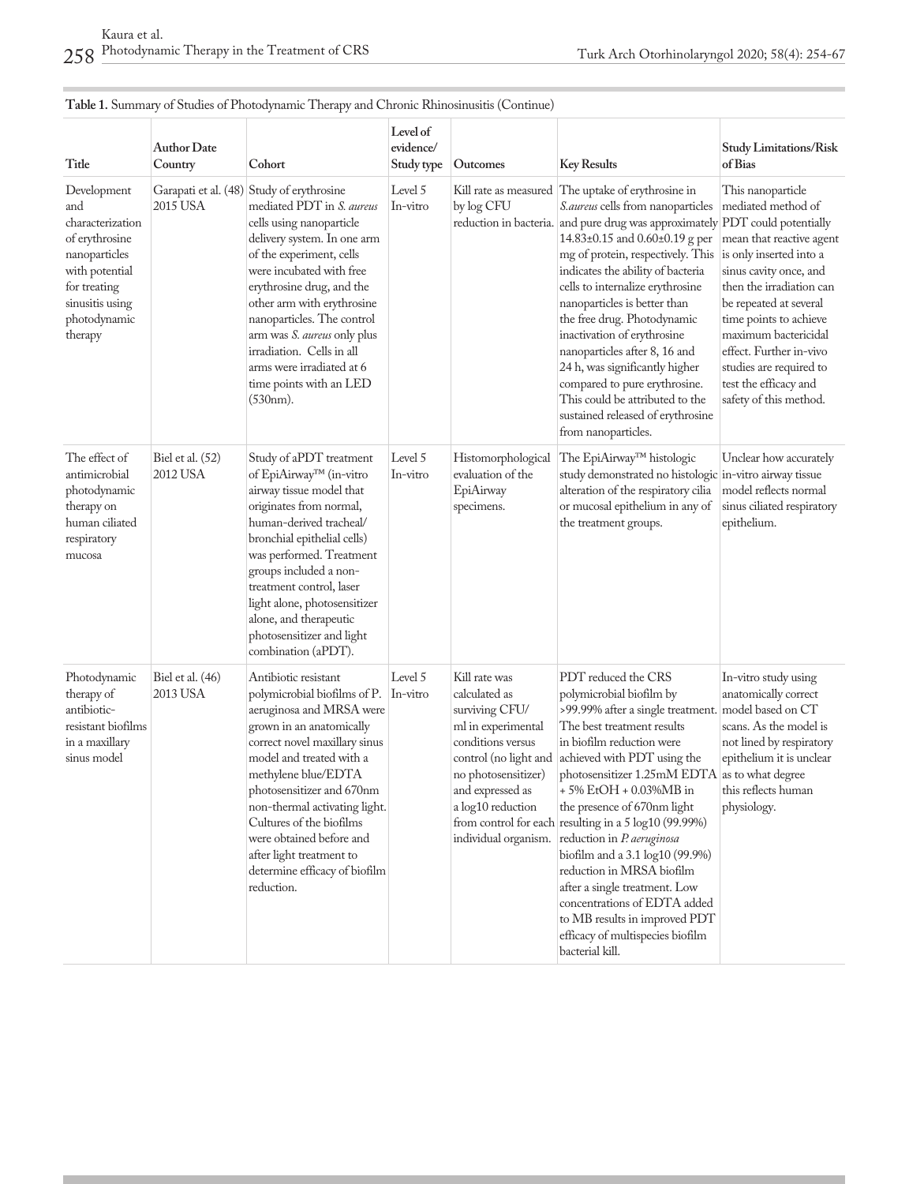**Table 1.** Summary of Studies of Photodynamic Therapy and Chronic Rhinosinusitis (Continue)

| Title | Author Date Country | Cohort | Level of evidence/ Study type | Outcomes | Key Results | Study Limitations/Risk of Bias |
|---|---|---|---|---|---|---|
| Development and characterization of erythrosine nanoparticles with potential for treating sinusitis using photodynamic therapy | Garapati et al. (48) 2015 USA | Study of erythrosine mediated PDT in *S. aureus* cells using nanoparticle delivery system. In one arm of the experiment, cells were incubated with free erythrosine drug, and the other arm with erythrosine nanoparticles. The control arm was *S. aureus* only plus irradiation. Cells in all arms were irradiated at 6 time points with an LED (530nm). | Level 5 In-vitro | Kill rate as measured by log CFU reduction in bacteria. | The uptake of erythrosine in *S.aureus* cells from nanoparticles and pure drug was approximately 14.83±0.15 and 0.60±0.19 g per mg of protein, respectively. This indicates the ability of bacteria cells to internalize erythrosine nanoparticles is better than the free drug. Photodynamic inactivation of erythrosine nanoparticles after 8, 16 and 24 h, was significantly higher compared to pure erythrosine. This could be attributed to the sustained released of erythrosine from nanoparticles. | This nanoparticle mediated method of PDT could potentially mean that reactive agent is only inserted into a sinus cavity once, and then the irradiation can be repeated at several time points to achieve maximum bactericidal effect. Further in-vivo studies are required to test the efficacy and safety of this method. |
| The effect of antimicrobial photodynamic therapy on human ciliated respiratory mucosa | Biel et al. (52) 2012 USA | Study of aPDT treatment of EpiAirway™ (in-vitro airway tissue model that originates from normal, human-derived tracheal/ bronchial epithelial cells) was performed. Treatment groups included a non-treatment control, laser light alone, photosensitizer alone, and therapeutic photosensitizer and light combination (aPDT). | Level 5 In-vitro | Histomorphological evaluation of the EpiAirway specimens. | The EpiAirway™ histologic study demonstrated no histologic alteration of the respiratory cilia or mucosal epithelium in any of the treatment groups. | Unclear how accurately in-vitro airway tissue model reflects normal sinus ciliated respiratory epithelium. |
| Photodynamic therapy of antibiotic-resistant biofilms in a maxillary sinus model | Biel et al. (46) 2013 USA | Antibiotic resistant polymicrobial biofilms of P. aeruginosa and MRSA were grown in an anatomically correct novel maxillary sinus model and treated with a methylene blue/EDTA photosensitizer and 670nm non-thermal activating light. Cultures of the biofilms were obtained before and after light treatment to determine efficacy of biofilm reduction. | Level 5 In-vitro | Kill rate was calculated as surviving CFU/ ml in experimental conditions versus control (no light and no photosensitizer) and expressed as a log10 reduction from control for each individual organism. | PDT reduced the CRS polymicrobial biofilm by >99.99% after a single treatment. The best treatment results in biofilm reduction were achieved with PDT using the photosensitizer 1.25mM EDTA + 5% EtOH + 0.03%MB in the presence of 670nm light resulting in a 5 log10 (99.99%) reduction in *P. aeruginosa* biofilm and a 3.1 log10 (99.9%) reduction in MRSA biofilm after a single treatment. Low concentrations of EDTA added to MB results in improved PDT efficacy of multispecies biofilm bacterial kill. | In-vitro study using anatomically correct model based on CT scans. As the model is not lined by respiratory epithelium it is unclear as to what degree this reflects human physiology. |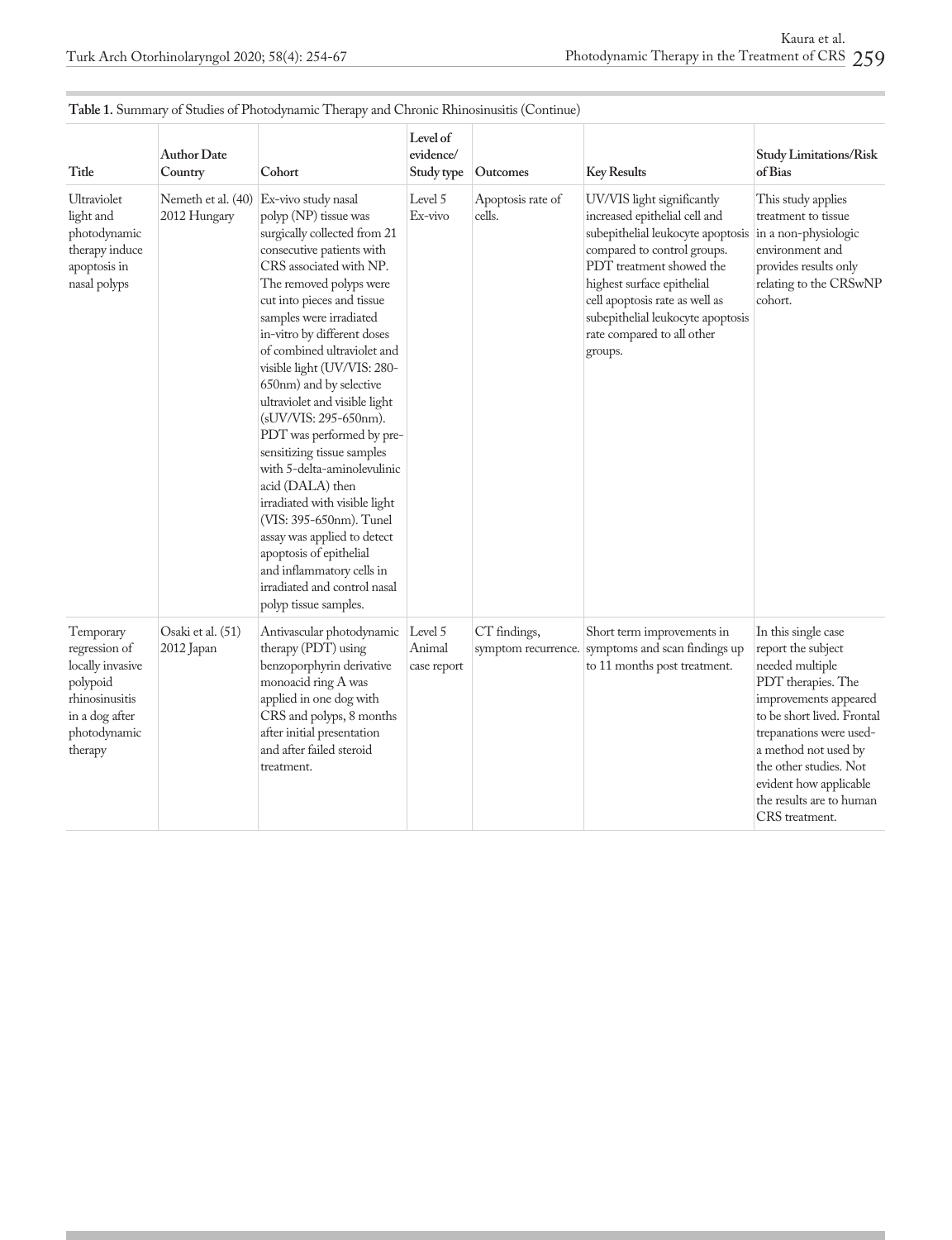**Table 1.** Summary of Studies of Photodynamic Therapy and Chronic Rhinosinusitis (Continue)

| Title | Author Date Country | Cohort | Level of evidence/ Study type | Outcomes | Key Results | Study Limitations/Risk of Bias |
|---|---|---|---|---|---|---|
| Ultraviolet light and photodynamic therapy induce apoptosis in nasal polyps | Nemeth et al. (40) 2012 Hungary | Ex-vivo study nasal polyp (NP) tissue was surgically collected from 21 consecutive patients with CRS associated with NP. The removed polyps were cut into pieces and tissue samples were irradiated in-vitro by different doses of combined ultraviolet and visible light (UV/VIS: 280-650nm) and by selective ultraviolet and visible light (sUV/VIS: 295-650nm). PDT was performed by pre-sensitizing tissue samples with 5-delta-aminolevulinic acid (DALA) then irradiated with visible light (VIS: 395-650nm). Tunel assay was applied to detect apoptosis of epithelial and inflammatory cells in irradiated and control nasal polyp tissue samples. | Level 5 Ex-vivo | Apoptosis rate of cells. | UV/VIS light significantly increased epithelial cell and subepithelial leukocyte apoptosis compared to control groups. PDT treatment showed the highest surface epithelial cell apoptosis rate as well as subepithelial leukocyte apoptosis rate compared to all other groups. | This study applies treatment to tissue in a non-physiologic environment and provides results only relating to the CRSwNP cohort. |
| Temporary regression of locally invasive polypoid rhinosinusitis in a dog after photodynamic therapy | Osaki et al. (51) 2012 Japan | Antivascular photodynamic therapy (PDT) using benzoporphyrin derivative monoacid ring A was applied in one dog with CRS and polyps, 8 months after initial presentation and after failed steroid treatment. | Level 5 Animal case report | CT findings, symptom recurrence. | Short term improvements in symptoms and scan findings up to 11 months post treatment. | In this single case report the subject needed multiple PDT therapies. The improvements appeared to be short lived. Frontal trepanations were used- a method not used by the other studies. Not evident how applicable the results are to human CRS treatment. |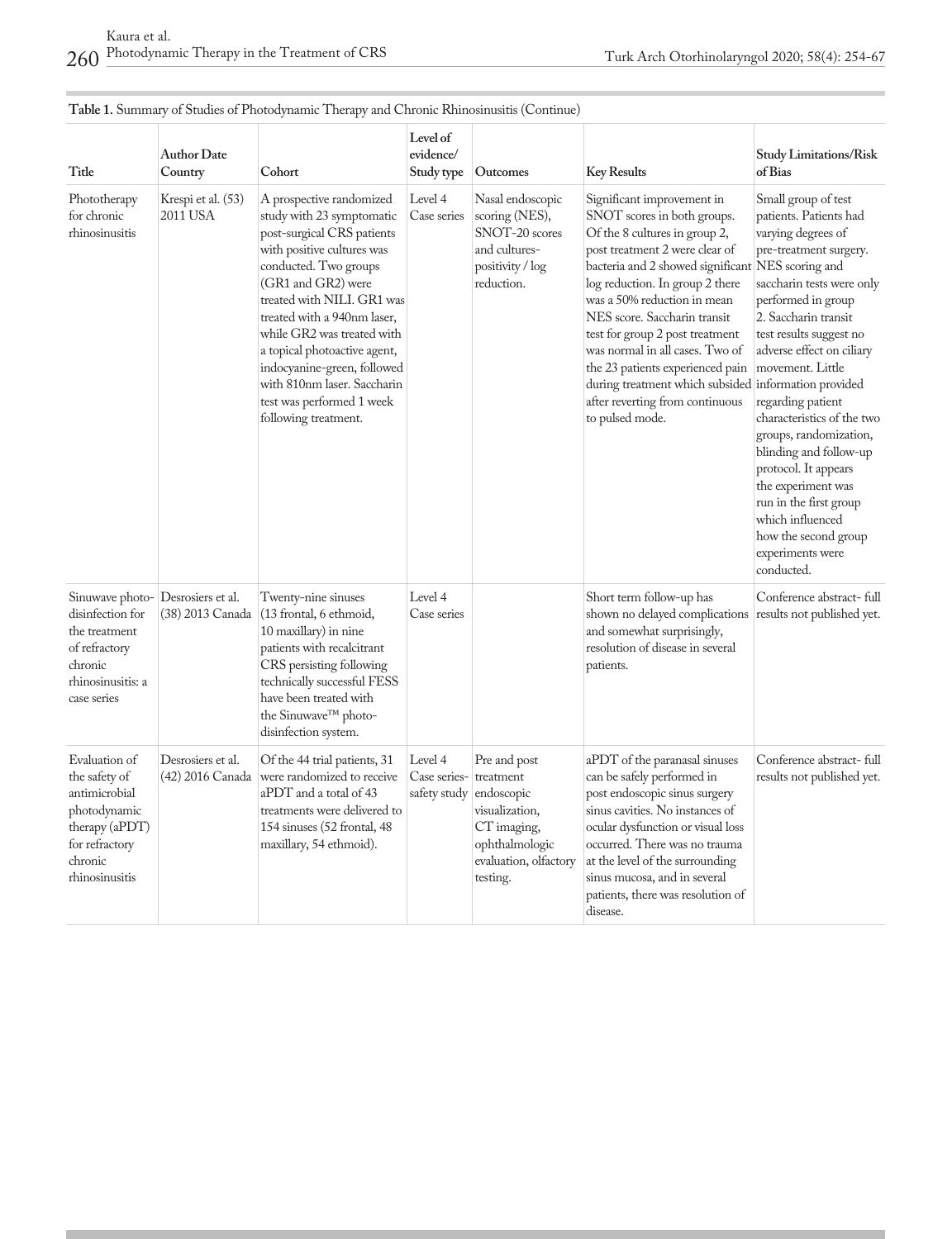**Table 1.** Summary of Studies of Photodynamic Therapy and Chronic Rhinosinusitis (Continue)

| Title | Author Date Country | Cohort | Level of evidence/ Study type | Outcomes | Key Results | Study Limitations/Risk of Bias |
|---|---|---|---|---|---|---|
| Phototherapy for chronic rhinosinusitis | Krespi et al. (53) 2011 USA | A prospective randomized study with 23 symptomatic post-surgical CRS patients with positive cultures was conducted. Two groups (GR1 and GR2) were treated with NILI. GR1 was treated with a 940nm laser, while GR2 was treated with a topical photoactive agent, indocyanine-green, followed with 810nm laser. Saccharin test was performed 1 week following treatment. | Level 4 Case series | Nasal endoscopic scoring (NES), SNOT-20 scores and cultures-positivity / log reduction. | Significant improvement in SNOT scores in both groups. Of the 8 cultures in group 2, post treatment 2 were clear of bacteria and 2 showed significant log reduction. In group 2 there was a 50% reduction in mean NES score. Saccharin transit test for group 2 post treatment was normal in all cases. Two of the 23 patients experienced pain during treatment which subsided after reverting from continuous to pulsed mode. | Small group of test patients. Patients had varying degrees of pre-treatment surgery. NES scoring and saccharin tests were only performed in group 2. Saccharin transit test results suggest no adverse effect on ciliary movement. Little information provided regarding patient characteristics of the two groups, randomization, blinding and follow-up protocol. It appears the experiment was run in the first group which influenced how the second group experiments were conducted. |
| Sinuwave photo-disinfection for the treatment of refractory chronic rhinosinusitis: a case series | Desrosiers et al. (38) 2013 Canada | Twenty-nine sinuses (13 frontal, 6 ethmoid, 10 maxillary) in nine patients with recalcitrant CRS persisting following technically successful FESS have been treated with the Sinuwave™ photo-disinfection system. | Level 4 Case series | | Short term follow-up has shown no delayed complications and somewhat surprisingly, resolution of disease in several patients. | Conference abstract- full results not published yet. |
| Evaluation of the safety of antimicrobial photodynamic therapy (aPDT) for refractory chronic rhinosinusitis | Desrosiers et al. (42) 2016 Canada | Of the 44 trial patients, 31 were randomized to receive aPDT and a total of 43 treatments were delivered to 154 sinuses (52 frontal, 48 maxillary, 54 ethmoid). | Level 4 Case series- safety study | Pre and post treatment endoscopic visualization, CT imaging, ophthalmologic evaluation, olfactory testing. | aPDT of the paranasal sinuses can be safely performed in post endoscopic sinus surgery sinus cavities. No instances of ocular dysfunction or visual loss occurred. There was no trauma at the level of the surrounding sinus mucosa, and in several patients, there was resolution of disease. | Conference abstract- full results not published yet. |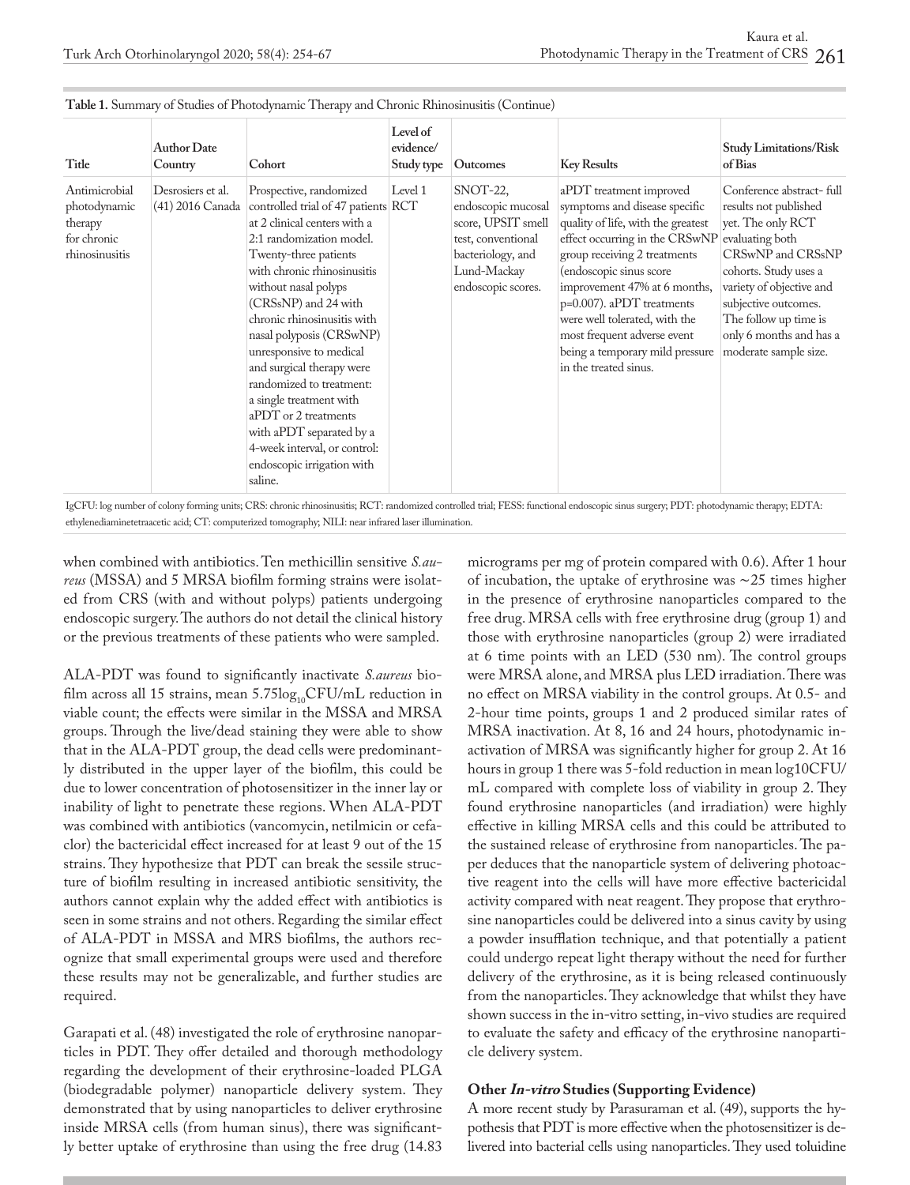**Table 1.** Summary of Studies of Photodynamic Therapy and Chronic Rhinosinusitis (Continue)

| Title | Author Date Country | Cohort | Level of evidence/ Study type | Outcomes | Key Results | Study Limitations/Risk of Bias |
|---|---|---|---|---|---|---|
| Antimicrobial photodynamic therapy for chronic rhinosinusitis | Desrosiers et al. (41) 2016 Canada | Prospective, randomized controlled trial of 47 patients at 2 clinical centers with a 2:1 randomization model. Twenty-three patients with chronic rhinosinusitis without nasal polyps (CRSsNP) and 24 with chronic rhinosinusitis with nasal polyposis (CRSwNP) unresponsive to medical and surgical therapy were randomized to treatment: a single treatment with aPDT or 2 treatments with aPDT separated by a 4-week interval, or control: endoscopic irrigation with saline. | Level 1 RCT | SNOT-22, endoscopic mucosal score, UPSIT smell test, conventional bacteriology, and Lund-Mackay endoscopic scores. | aPDT treatment improved symptoms and disease specific quality of life, with the greatest effect occurring in the CRSwNP group receiving 2 treatments (endoscopic sinus score improvement 47% at 6 months, p=0.007). aPDT treatments were well tolerated, with the most frequent adverse event being a temporary mild pressure in the treated sinus. | Conference abstract- full results not published yet. The only RCT evaluating both CRSwNP and CRSsNP cohorts. Study uses a variety of objective and subjective outcomes. The follow up time is only 6 months and has a moderate sample size. |

IgCFU: log number of colony forming units; CRS: chronic rhinosinusitis; RCT: randomized controlled trial; FESS: functional endoscopic sinus surgery; PDT: photodynamic therapy; EDTA: ethylenediaminetetraacetic acid; CT: computerized tomography; NILI: near infrared laser illumination.

when combined with antibiotics. Ten methicillin sensitive *S.aureus* (MSSA) and 5 MRSA biofilm forming strains were isolated from CRS (with and without polyps) patients undergoing endoscopic surgery. The authors do not detail the clinical history or the previous treatments of these patients who were sampled.

ALA-PDT was found to significantly inactivate *S.aureus* biofilm across all 15 strains, mean $5.75\log_{10}$CFU/mL reduction in viable count; the effects were similar in the MSSA and MRSA groups. Through the live/dead staining they were able to show that in the ALA-PDT group, the dead cells were predominantly distributed in the upper layer of the biofilm, this could be due to lower concentration of photosensitizer in the inner lay or inability of light to penetrate these regions. When ALA-PDT was combined with antibiotics (vancomycin, netilmicin or cefaclor) the bactericidal effect increased for at least 9 out of the 15 strains. They hypothesize that PDT can break the sessile structure of biofilm resulting in increased antibiotic sensitivity, the authors cannot explain why the added effect with antibiotics is seen in some strains and not others. Regarding the similar effect of ALA-PDT in MSSA and MRS biofilms, the authors recognize that small experimental groups were used and therefore these results may not be generalizable, and further studies are required.

Garapati et al. (48) investigated the role of erythrosine nanoparticles in PDT. They offer detailed and thorough methodology regarding the development of their erythrosine-loaded PLGA (biodegradable polymer) nanoparticle delivery system. They demonstrated that by using nanoparticles to deliver erythrosine inside MRSA cells (from human sinus), there was significantly better uptake of erythrosine than using the free drug (14.83 micrograms per mg of protein compared with 0.6). After 1 hour of incubation, the uptake of erythrosine was ~25 times higher in the presence of erythrosine nanoparticles compared to the free drug. MRSA cells with free erythrosine drug (group 1) and those with erythrosine nanoparticles (group 2) were irradiated at 6 time points with an LED (530 nm). The control groups were MRSA alone, and MRSA plus LED irradiation. There was no effect on MRSA viability in the control groups. At 0.5- and 2-hour time points, groups 1 and 2 produced similar rates of MRSA inactivation. At 8, 16 and 24 hours, photodynamic inactivation of MRSA was significantly higher for group 2. At 16 hours in group 1 there was 5-fold reduction in mean log10CFU/mL compared with complete loss of viability in group 2. They found erythrosine nanoparticles (and irradiation) were highly effective in killing MRSA cells and this could be attributed to the sustained release of erythrosine from nanoparticles. The paper deduces that the nanoparticle system of delivering photoactive reagent into the cells will have more effective bactericidal activity compared with neat reagent. They propose that erythrosine nanoparticles could be delivered into a sinus cavity by using a powder insufflation technique, and that potentially a patient could undergo repeat light therapy without the need for further delivery of the erythrosine, as it is being released continuously from the nanoparticles. They acknowledge that whilst they have shown success in the in-vitro setting, in-vivo studies are required to evaluate the safety and efficacy of the erythrosine nanoparticle delivery system.

**Other *In-vitro* Studies (Supporting Evidence)**

A more recent study by Parasuraman et al. (49), supports the hypothesis that PDT is more effective when the photosensitizer is delivered into bacterial cells using nanoparticles. They used toluidine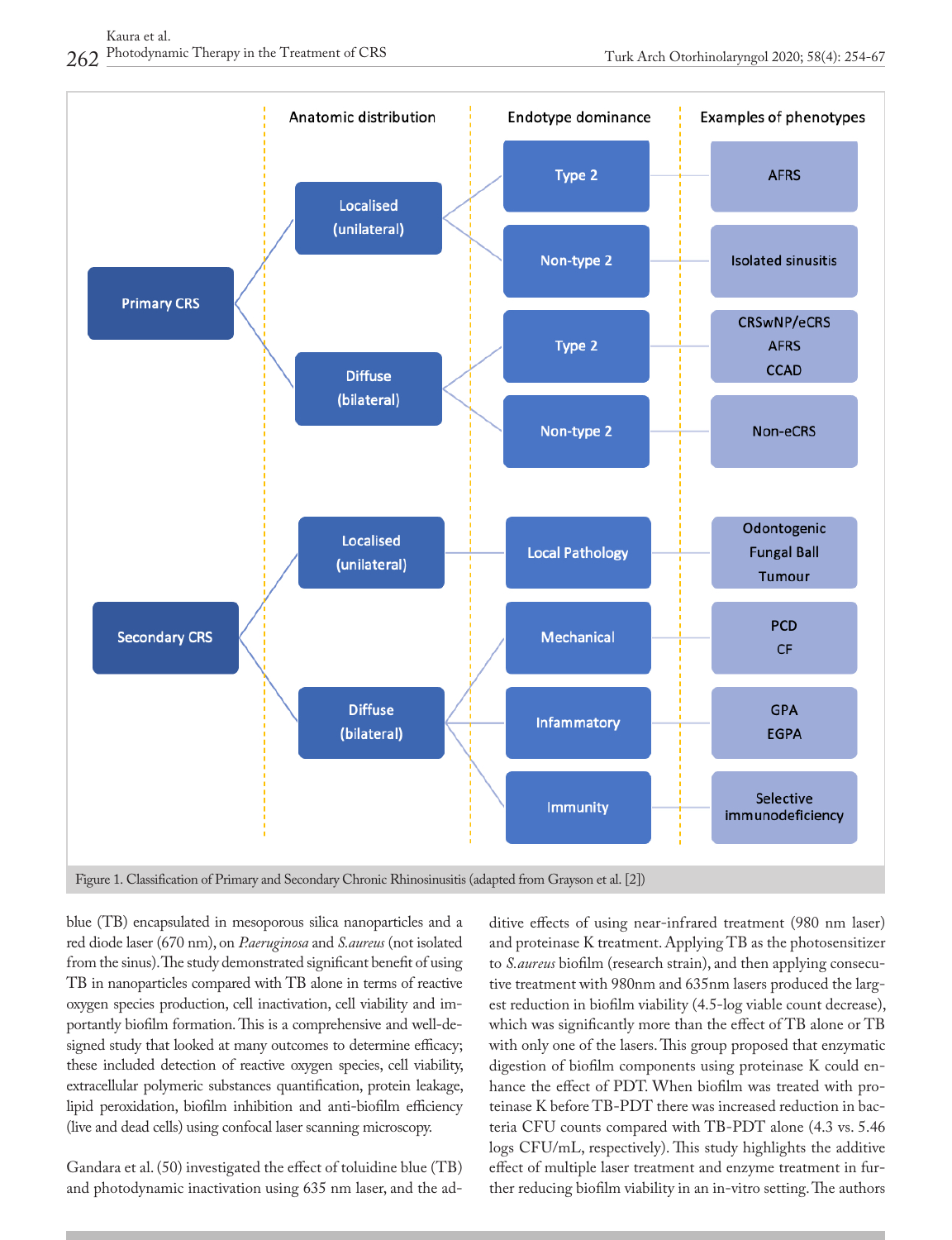| | Anatomic distribution | Endotype dominance | Examples of phenotypes |
|---|---|---|---|
| Primary CRS | Localised (unilateral) | Type 2 | AFRS |
| | | Non-type 2 | Isolated sinusitis |
| | Diffuse (bilateral) | Type 2 | CRSwNP/eCRS, AFRS, CCAD |
| | | Non-type 2 | Non-eCRS |
| Secondary CRS | Localised (unilateral) | Local Pathology | Odontogenic, Fungal Ball, Tumour |
| | Diffuse (bilateral) | Mechanical | PCD, CF |
| | | Infammatory | GPA, EGPA |
| | | Immunity | Selective immunodeficiency |

Figure 1. Classification of Primary and Secondary Chronic Rhinosinusitis (adapted from Grayson et al. [2])

blue (TB) encapsulated in mesoporous silica nanoparticles and a red diode laser (670 nm), on *P.aeruginosa* and *S.aureus* (not isolated from the sinus). The study demonstrated significant benefit of using TB in nanoparticles compared with TB alone in terms of reactive oxygen species production, cell inactivation, cell viability and importantly biofilm formation. This is a comprehensive and well-designed study that looked at many outcomes to determine efficacy; these included detection of reactive oxygen species, cell viability, extracellular polymeric substances quantification, protein leakage, lipid peroxidation, biofilm inhibition and anti-biofilm efficiency (live and dead cells) using confocal laser scanning microscopy.

Gandara et al. (50) investigated the effect of toluidine blue (TB) and photodynamic inactivation using 635 nm laser, and the additive effects of using near-infrared treatment (980 nm laser) and proteinase K treatment. Applying TB as the photosensitizer to *S.aureus* biofilm (research strain), and then applying consecutive treatment with 980nm and 635nm lasers produced the largest reduction in biofilm viability (4.5-log viable count decrease), which was significantly more than the effect of TB alone or TB with only one of the lasers. This group proposed that enzymatic digestion of biofilm components using proteinase K could enhance the effect of PDT. When biofilm was treated with proteinase K before TB-PDT there was increased reduction in bacteria CFU counts compared with TB-PDT alone (4.3 vs. 5.46 logs CFU/mL, respectively). This study highlights the additive effect of multiple laser treatment and enzyme treatment in further reducing biofilm viability in an in-vitro setting. The authors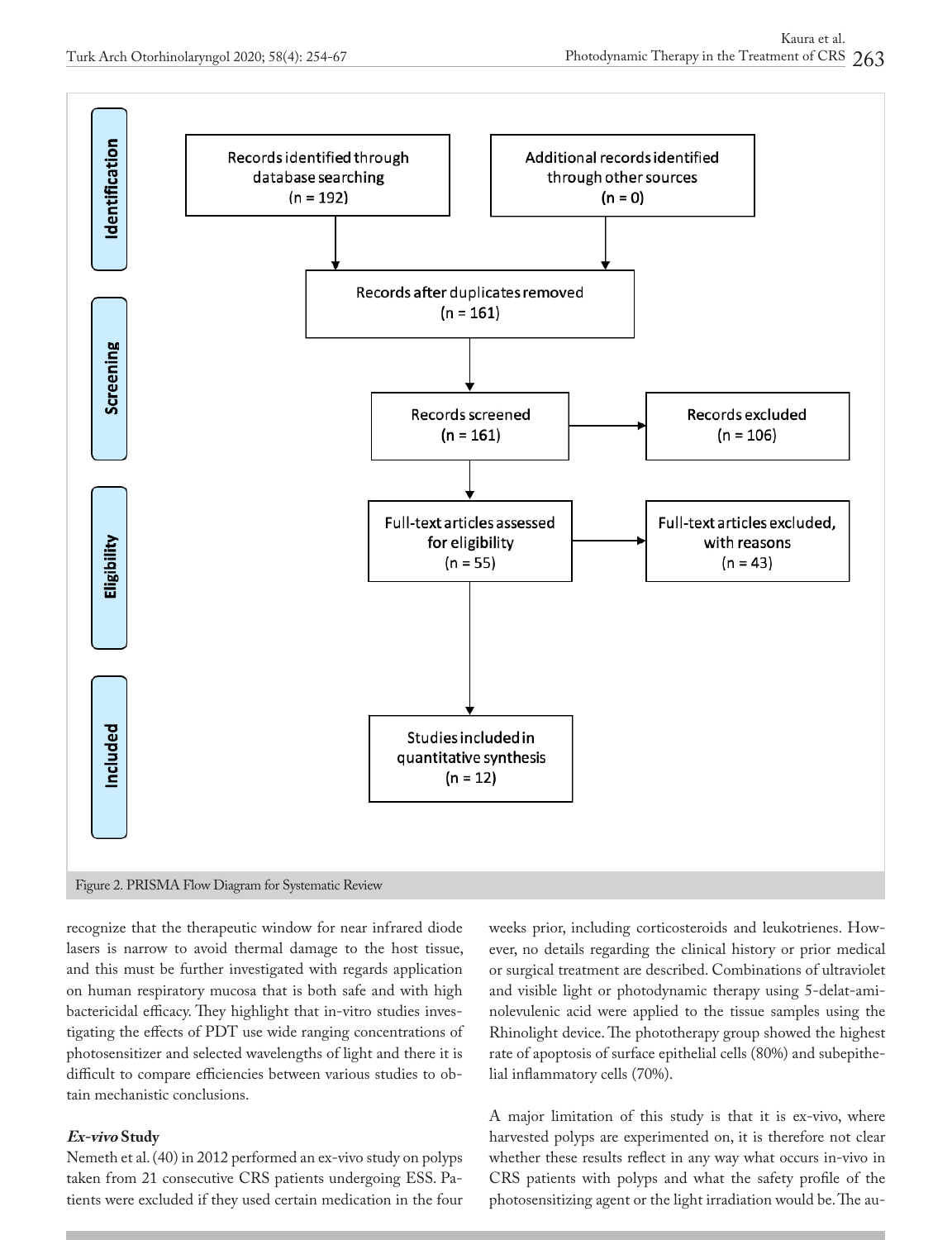| Identification | | |
|---|---|---|
| Records identified through database searching (n = 192) | Additional records identified through other sources (n = 0) | |

| Stage | Box | Excluded |
|---|---|---|
| Screening | Records after duplicates removed (n = 161) | |
| Screening | Records screened (n = 161) | Records excluded (n = 106) |
| Eligibility | Full-text articles assessed for eligibility (n = 55) | Full-text articles excluded, with reasons (n = 43) |
| Included | Studies included in quantitative synthesis (n = 12) | |

Figure 2. PRISMA Flow Diagram for Systematic Review

recognize that the therapeutic window for near infrared diode lasers is narrow to avoid thermal damage to the host tissue, and this must be further investigated with regards application on human respiratory mucosa that is both safe and with high bactericidal efficacy. They highlight that in-vitro studies investigating the effects of PDT use wide ranging concentrations of photosensitizer and selected wavelengths of light and there it is difficult to compare efficiencies between various studies to obtain mechanistic conclusions.

### *Ex-vivo* Study

Nemeth et al. (40) in 2012 performed an ex-vivo study on polyps taken from 21 consecutive CRS patients undergoing ESS. Patients were excluded if they used certain medication in the four weeks prior, including corticosteroids and leukotrienes. However, no details regarding the clinical history or prior medical or surgical treatment are described. Combinations of ultraviolet and visible light or photodynamic therapy using 5-delat-aminolevulenic acid were applied to the tissue samples using the Rhinolight device. The phototherapy group showed the highest rate of apoptosis of surface epithelial cells (80%) and subepithelial inflammatory cells (70%).

A major limitation of this study is that it is ex-vivo, where harvested polyps are experimented on, it is therefore not clear whether these results reflect in any way what occurs in-vivo in CRS patients with polyps and what the safety profile of the photosensitizing agent or the light irradiation would be. The au-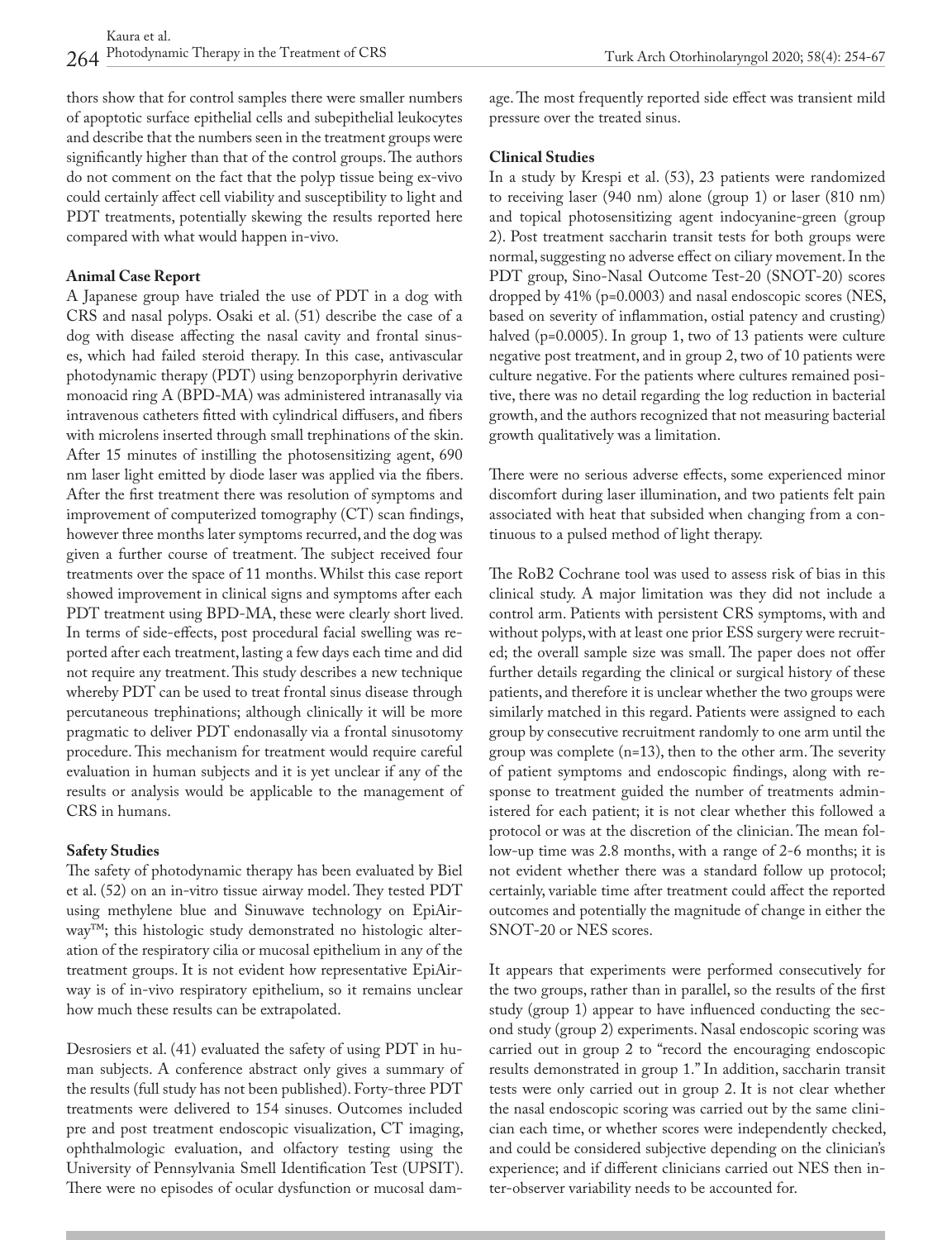thors show that for control samples there were smaller numbers of apoptotic surface epithelial cells and subepithelial leukocytes and describe that the numbers seen in the treatment groups were significantly higher than that of the control groups. The authors do not comment on the fact that the polyp tissue being ex-vivo could certainly affect cell viability and susceptibility to light and PDT treatments, potentially skewing the results reported here compared with what would happen in-vivo.

**Animal Case Report**

A Japanese group have trialed the use of PDT in a dog with CRS and nasal polyps. Osaki et al. (51) describe the case of a dog with disease affecting the nasal cavity and frontal sinuses, which had failed steroid therapy. In this case, antivascular photodynamic therapy (PDT) using benzoporphyrin derivative monoacid ring A (BPD-MA) was administered intranasally via intravenous catheters fitted with cylindrical diffusers, and fibers with microlens inserted through small trephinations of the skin. After 15 minutes of instilling the photosensitizing agent, 690 nm laser light emitted by diode laser was applied via the fibers. After the first treatment there was resolution of symptoms and improvement of computerized tomography (CT) scan findings, however three months later symptoms recurred, and the dog was given a further course of treatment. The subject received four treatments over the space of 11 months. Whilst this case report showed improvement in clinical signs and symptoms after each PDT treatment using BPD-MA, these were clearly short lived. In terms of side-effects, post procedural facial swelling was reported after each treatment, lasting a few days each time and did not require any treatment. This study describes a new technique whereby PDT can be used to treat frontal sinus disease through percutaneous trephinations; although clinically it will be more pragmatic to deliver PDT endonasally via a frontal sinusotomy procedure. This mechanism for treatment would require careful evaluation in human subjects and it is yet unclear if any of the results or analysis would be applicable to the management of CRS in humans.

**Safety Studies**

The safety of photodynamic therapy has been evaluated by Biel et al. (52) on an in-vitro tissue airway model. They tested PDT using methylene blue and Sinuwave technology on EpiAirway™; this histologic study demonstrated no histologic alteration of the respiratory cilia or mucosal epithelium in any of the treatment groups. It is not evident how representative EpiAirway is of in-vivo respiratory epithelium, so it remains unclear how much these results can be extrapolated.

Desrosiers et al. (41) evaluated the safety of using PDT in human subjects. A conference abstract only gives a summary of the results (full study has not been published). Forty-three PDT treatments were delivered to 154 sinuses. Outcomes included pre and post treatment endoscopic visualization, CT imaging, ophthalmologic evaluation, and olfactory testing using the University of Pennsylvania Smell Identification Test (UPSIT). There were no episodes of ocular dysfunction or mucosal damage. The most frequently reported side effect was transient mild pressure over the treated sinus.

**Clinical Studies**

In a study by Krespi et al. (53), 23 patients were randomized to receiving laser (940 nm) alone (group 1) or laser (810 nm) and topical photosensitizing agent indocyanine-green (group 2). Post treatment saccharin transit tests for both groups were normal, suggesting no adverse effect on ciliary movement. In the PDT group, Sino-Nasal Outcome Test-20 (SNOT-20) scores dropped by 41% (p=0.0003) and nasal endoscopic scores (NES, based on severity of inflammation, ostial patency and crusting) halved (p=0.0005). In group 1, two of 13 patients were culture negative post treatment, and in group 2, two of 10 patients were culture negative. For the patients where cultures remained positive, there was no detail regarding the log reduction in bacterial growth, and the authors recognized that not measuring bacterial growth qualitatively was a limitation.

There were no serious adverse effects, some experienced minor discomfort during laser illumination, and two patients felt pain associated with heat that subsided when changing from a continuous to a pulsed method of light therapy.

The RoB2 Cochrane tool was used to assess risk of bias in this clinical study. A major limitation was they did not include a control arm. Patients with persistent CRS symptoms, with and without polyps, with at least one prior ESS surgery were recruited; the overall sample size was small. The paper does not offer further details regarding the clinical or surgical history of these patients, and therefore it is unclear whether the two groups were similarly matched in this regard. Patients were assigned to each group by consecutive recruitment randomly to one arm until the group was complete (n=13), then to the other arm. The severity of patient symptoms and endoscopic findings, along with response to treatment guided the number of treatments administered for each patient; it is not clear whether this followed a protocol or was at the discretion of the clinician. The mean follow-up time was 2.8 months, with a range of 2-6 months; it is not evident whether there was a standard follow up protocol; certainly, variable time after treatment could affect the reported outcomes and potentially the magnitude of change in either the SNOT-20 or NES scores.

It appears that experiments were performed consecutively for the two groups, rather than in parallel, so the results of the first study (group 1) appear to have influenced conducting the second study (group 2) experiments. Nasal endoscopic scoring was carried out in group 2 to "record the encouraging endoscopic results demonstrated in group 1." In addition, saccharin transit tests were only carried out in group 2. It is not clear whether the nasal endoscopic scoring was carried out by the same clinician each time, or whether scores were independently checked, and could be considered subjective depending on the clinician's experience; and if different clinicians carried out NES then inter-observer variability needs to be accounted for.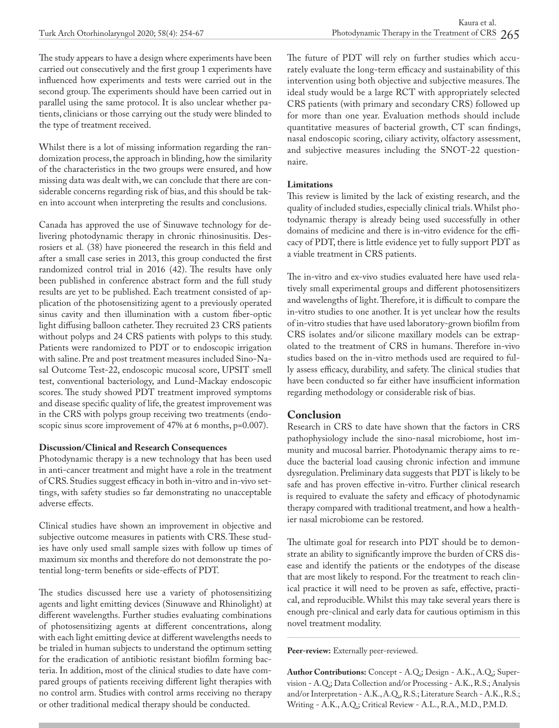The study appears to have a design where experiments have been carried out consecutively and the first group 1 experiments have influenced how experiments and tests were carried out in the second group. The experiments should have been carried out in parallel using the same protocol. It is also unclear whether patients, clinicians or those carrying out the study were blinded to the type of treatment received.

Whilst there is a lot of missing information regarding the randomization process, the approach in blinding, how the similarity of the characteristics in the two groups were ensured, and how missing data was dealt with, we can conclude that there are considerable concerns regarding risk of bias, and this should be taken into account when interpreting the results and conclusions.

Canada has approved the use of Sinuwave technology for delivering photodynamic therapy in chronic rhinosinusitis. Desrosiers et al. (38) have pioneered the research in this field and after a small case series in 2013, this group conducted the first randomized control trial in 2016 (42). The results have only been published in conference abstract form and the full study results are yet to be published. Each treatment consisted of application of the photosensitizing agent to a previously operated sinus cavity and then illumination with a custom fiber-optic light diffusing balloon catheter. They recruited 23 CRS patients without polyps and 24 CRS patients with polyps to this study. Patients were randomized to PDT or to endoscopic irrigation with saline. Pre and post treatment measures included Sino-Nasal Outcome Test-22, endoscopic mucosal score, UPSIT smell test, conventional bacteriology, and Lund-Mackay endoscopic scores. The study showed PDT treatment improved symptoms and disease specific quality of life, the greatest improvement was in the CRS with polyps group receiving two treatments (endoscopic sinus score improvement of 47% at 6 months, p=0.007).

**Discussion/Clinical and Research Consequences**

Photodynamic therapy is a new technology that has been used in anti-cancer treatment and might have a role in the treatment of CRS. Studies suggest efficacy in both in-vitro and in-vivo settings, with safety studies so far demonstrating no unacceptable adverse effects.

Clinical studies have shown an improvement in objective and subjective outcome measures in patients with CRS. These studies have only used small sample sizes with follow up times of maximum six months and therefore do not demonstrate the potential long-term benefits or side-effects of PDT.

The studies discussed here use a variety of photosensitizing agents and light emitting devices (Sinuwave and Rhinolight) at different wavelengths. Further studies evaluating combinations of photosensitizing agents at different concentrations, along with each light emitting device at different wavelengths needs to be trialed in human subjects to understand the optimum setting for the eradication of antibiotic resistant biofilm forming bacteria. In addition, most of the clinical studies to date have compared groups of patients receiving different light therapies with no control arm. Studies with control arms receiving no therapy or other traditional medical therapy should be conducted.

The future of PDT will rely on further studies which accurately evaluate the long-term efficacy and sustainability of this intervention using both objective and subjective measures. The ideal study would be a large RCT with appropriately selected CRS patients (with primary and secondary CRS) followed up for more than one year. Evaluation methods should include quantitative measures of bacterial growth, CT scan findings, nasal endoscopic scoring, ciliary activity, olfactory assessment, and subjective measures including the SNOT-22 questionnaire.

**Limitations**

This review is limited by the lack of existing research, and the quality of included studies, especially clinical trials. Whilst photodynamic therapy is already being used successfully in other domains of medicine and there is in-vitro evidence for the efficacy of PDT, there is little evidence yet to fully support PDT as a viable treatment in CRS patients.

The in-vitro and ex-vivo studies evaluated here have used relatively small experimental groups and different photosensitizers and wavelengths of light. Therefore, it is difficult to compare the in-vitro studies to one another. It is yet unclear how the results of in-vitro studies that have used laboratory-grown biofilm from CRS isolates and/or silicone maxillary models can be extrapolated to the treatment of CRS in humans. Therefore in-vivo studies based on the in-vitro methods used are required to fully assess efficacy, durability, and safety. The clinical studies that have been conducted so far either have insufficient information regarding methodology or considerable risk of bias.

## Conclusion

Research in CRS to date have shown that the factors in CRS pathophysiology include the sino-nasal microbiome, host immunity and mucosal barrier. Photodynamic therapy aims to reduce the bacterial load causing chronic infection and immune dysregulation. Preliminary data suggests that PDT is likely to be safe and has proven effective in-vitro. Further clinical research is required to evaluate the safety and efficacy of photodynamic therapy compared with traditional treatment, and how a healthier nasal microbiome can be restored.

The ultimate goal for research into PDT should be to demonstrate an ability to significantly improve the burden of CRS disease and identify the patients or the endotypes of the disease that are most likely to respond. For the treatment to reach clinical practice it will need to be proven as safe, effective, practical, and reproducible. Whilst this may take several years there is enough pre-clinical and early data for cautious optimism in this novel treatment modality.

**Peer-review:** Externally peer-reviewed.

**Author Contributions:** Concept - A.Q.; Design - A.K., A.Q.; Supervision - A.Q.; Data Collection and/or Processing - A.K., R.S.; Analysis and/or Interpretation - A.K., A.Q., R.S.; Literature Search - A.K., R.S.; Writing - A.K., A.Q.; Critical Review - A.L., R.A., M.D., P.M.D.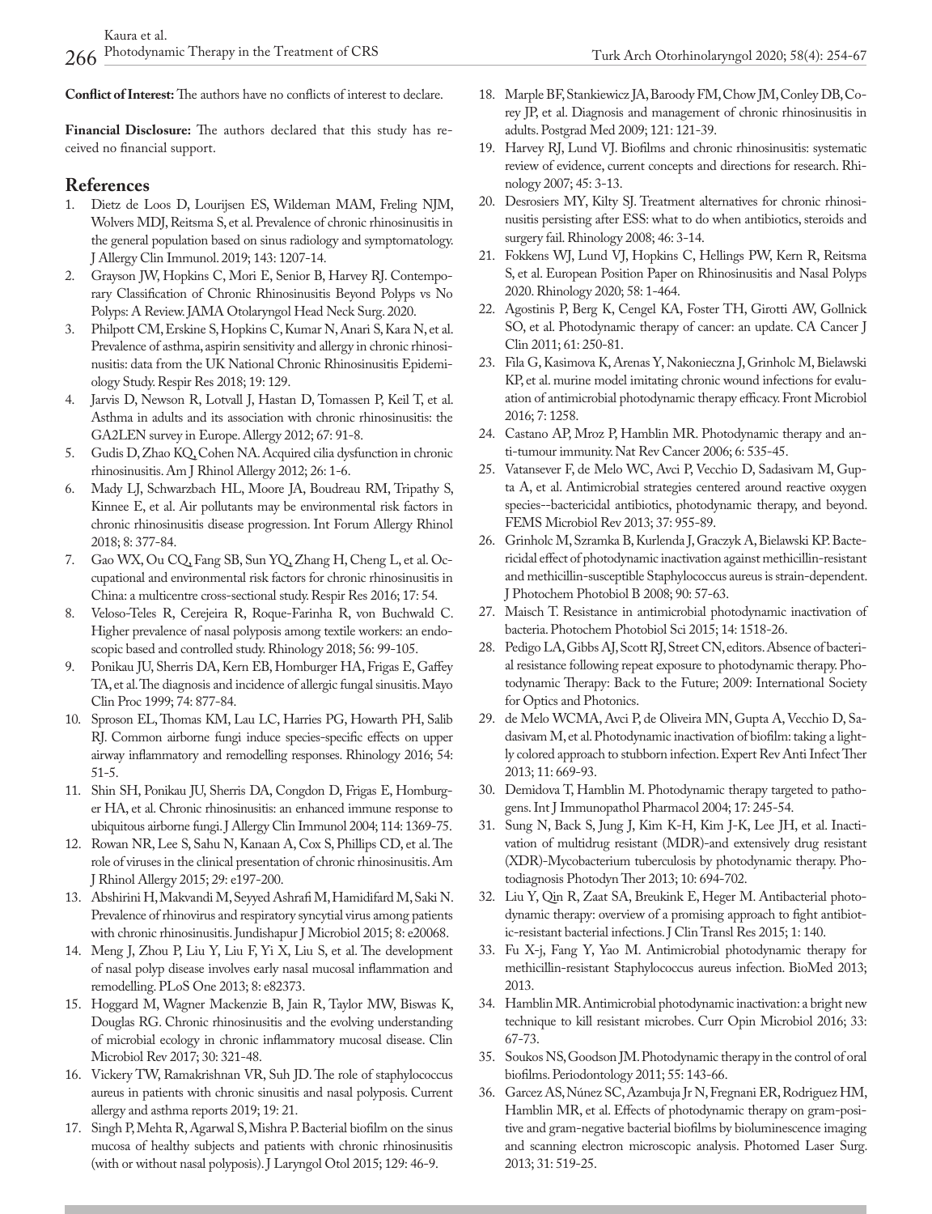**Conflict of Interest:** The authors have no conflicts of interest to declare.

**Financial Disclosure:** The authors declared that this study has received no financial support.

## References

1. Dietz de Loos D, Lourijsen ES, Wildeman MAM, Freling NJM, Wolvers MDJ, Reitsma S, et al. Prevalence of chronic rhinosinusitis in the general population based on sinus radiology and symptomatology. J Allergy Clin Immunol. 2019; 143: 1207-14.
2. Grayson JW, Hopkins C, Mori E, Senior B, Harvey RJ. Contemporary Classification of Chronic Rhinosinusitis Beyond Polyps vs No Polyps: A Review. JAMA Otolaryngol Head Neck Surg. 2020.
3. Philpott CM, Erskine S, Hopkins C, Kumar N, Anari S, Kara N, et al. Prevalence of asthma, aspirin sensitivity and allergy in chronic rhinosinusitis: data from the UK National Chronic Rhinosinusitis Epidemiology Study. Respir Res 2018; 19: 129.
4. Jarvis D, Newson R, Lotvall J, Hastan D, Tomassen P, Keil T, et al. Asthma in adults and its association with chronic rhinosinusitis: the GA2LEN survey in Europe. Allergy 2012; 67: 91-8.
5. Gudis D, Zhao KQ, Cohen NA. Acquired cilia dysfunction in chronic rhinosinusitis. Am J Rhinol Allergy 2012; 26: 1-6.
6. Mady LJ, Schwarzbach HL, Moore JA, Boudreau RM, Tripathy S, Kinnee E, et al. Air pollutants may be environmental risk factors in chronic rhinosinusitis disease progression. Int Forum Allergy Rhinol 2018; 8: 377-84.
7. Gao WX, Ou CQ, Fang SB, Sun YQ, Zhang H, Cheng L, et al. Occupational and environmental risk factors for chronic rhinosinusitis in China: a multicentre cross-sectional study. Respir Res 2016; 17: 54.
8. Veloso-Teles R, Cerejeira R, Roque-Farinha R, von Buchwald C. Higher prevalence of nasal polyposis among textile workers: an endoscopic based and controlled study. Rhinology 2018; 56: 99-105.
9. Ponikau JU, Sherris DA, Kern EB, Homburger HA, Frigas E, Gaffey TA, et al. The diagnosis and incidence of allergic fungal sinusitis. Mayo Clin Proc 1999; 74: 877-84.
10. Sproson EL, Thomas KM, Lau LC, Harries PG, Howarth PH, Salib RJ. Common airborne fungi induce species-specific effects on upper airway inflammatory and remodelling responses. Rhinology 2016; 54: 51-5.
11. Shin SH, Ponikau JU, Sherris DA, Congdon D, Frigas E, Homburger HA, et al. Chronic rhinosinusitis: an enhanced immune response to ubiquitous airborne fungi. J Allergy Clin Immunol 2004; 114: 1369-75.
12. Rowan NR, Lee S, Sahu N, Kanaan A, Cox S, Phillips CD, et al. The role of viruses in the clinical presentation of chronic rhinosinusitis. Am J Rhinol Allergy 2015; 29: e197-200.
13. Abshirini H, Makvandi M, Seyyed Ashrafi M, Hamidifard M, Saki N. Prevalence of rhinovirus and respiratory syncytial virus among patients with chronic rhinosinusitis. Jundishapur J Microbiol 2015; 8: e20068.
14. Meng J, Zhou P, Liu Y, Liu F, Yi X, Liu S, et al. The development of nasal polyp disease involves early nasal mucosal inflammation and remodelling. PLoS One 2013; 8: e82373.
15. Hoggard M, Wagner Mackenzie B, Jain R, Taylor MW, Biswas K, Douglas RG. Chronic rhinosinusitis and the evolving understanding of microbial ecology in chronic inflammatory mucosal disease. Clin Microbiol Rev 2017; 30: 321-48.
16. Vickery TW, Ramakrishnan VR, Suh JD. The role of staphylococcus aureus in patients with chronic sinusitis and nasal polyposis. Current allergy and asthma reports 2019; 19: 21.
17. Singh P, Mehta R, Agarwal S, Mishra P. Bacterial biofilm on the sinus mucosa of healthy subjects and patients with chronic rhinosinusitis (with or without nasal polyposis). J Laryngol Otol 2015; 129: 46-9.
18. Marple BF, Stankiewicz JA, Baroody FM, Chow JM, Conley DB, Corey JP, et al. Diagnosis and management of chronic rhinosinusitis in adults. Postgrad Med 2009; 121: 121-39.
19. Harvey RJ, Lund VJ. Biofilms and chronic rhinosinusitis: systematic review of evidence, current concepts and directions for research. Rhinology 2007; 45: 3-13.
20. Desrosiers MY, Kilty SJ. Treatment alternatives for chronic rhinosinusitis persisting after ESS: what to do when antibiotics, steroids and surgery fail. Rhinology 2008; 46: 3-14.
21. Fokkens WJ, Lund VJ, Hopkins C, Hellings PW, Kern R, Reitsma S, et al. European Position Paper on Rhinosinusitis and Nasal Polyps 2020. Rhinology 2020; 58: 1-464.
22. Agostinis P, Berg K, Cengel KA, Foster TH, Girotti AW, Gollnick SO, et al. Photodynamic therapy of cancer: an update. CA Cancer J Clin 2011; 61: 250-81.
23. Fila G, Kasimova K, Arenas Y, Nakonieczna J, Grinholc M, Bielawski KP, et al. murine model imitating chronic wound infections for evaluation of antimicrobial photodynamic therapy efficacy. Front Microbiol 2016; 7: 1258.
24. Castano AP, Mroz P, Hamblin MR. Photodynamic therapy and anti-tumour immunity. Nat Rev Cancer 2006; 6: 535-45.
25. Vatansever F, de Melo WC, Avci P, Vecchio D, Sadasivam M, Gupta A, et al. Antimicrobial strategies centered around reactive oxygen species--bactericidal antibiotics, photodynamic therapy, and beyond. FEMS Microbiol Rev 2013; 37: 955-89.
26. Grinholc M, Szramka B, Kurlenda J, Graczyk A, Bielawski KP. Bactericidal effect of photodynamic inactivation against methicillin-resistant and methicillin-susceptible Staphylococcus aureus is strain-dependent. J Photochem Photobiol B 2008; 90: 57-63.
27. Maisch T. Resistance in antimicrobial photodynamic inactivation of bacteria. Photochem Photobiol Sci 2015; 14: 1518-26.
28. Pedigo LA, Gibbs AJ, Scott RJ, Street CN, editors. Absence of bacterial resistance following repeat exposure to photodynamic therapy. Photodynamic Therapy: Back to the Future; 2009: International Society for Optics and Photonics.
29. de Melo WCMA, Avci P, de Oliveira MN, Gupta A, Vecchio D, Sadasivam M, et al. Photodynamic inactivation of biofilm: taking a lightly colored approach to stubborn infection. Expert Rev Anti Infect Ther 2013; 11: 669-93.
30. Demidova T, Hamblin M. Photodynamic therapy targeted to pathogens. Int J Immunopathol Pharmacol 2004; 17: 245-54.
31. Sung N, Back S, Jung J, Kim K-H, Kim J-K, Lee JH, et al. Inactivation of multidrug resistant (MDR)-and extensively drug resistant (XDR)-Mycobacterium tuberculosis by photodynamic therapy. Photodiagnosis Photodyn Ther 2013; 10: 694-702.
32. Liu Y, Qin R, Zaat SA, Breukink E, Heger M. Antibacterial photodynamic therapy: overview of a promising approach to fight antibiotic-resistant bacterial infections. J Clin Transl Res 2015; 1: 140.
33. Fu X-j, Fang Y, Yao M. Antimicrobial photodynamic therapy for methicillin-resistant Staphylococcus aureus infection. BioMed 2013; 2013.
34. Hamblin MR. Antimicrobial photodynamic inactivation: a bright new technique to kill resistant microbes. Curr Opin Microbiol 2016; 33: 67-73.
35. Soukos NS, Goodson JM. Photodynamic therapy in the control of oral biofilms. Periodontology 2011; 55: 143-66.
36. Garcez AS, Núnez SC, Azambuja Jr N, Fregnani ER, Rodriguez HM, Hamblin MR, et al. Effects of photodynamic therapy on gram-positive and gram-negative bacterial biofilms by bioluminescence imaging and scanning electron microscopic analysis. Photomed Laser Surg. 2013; 31: 519-25.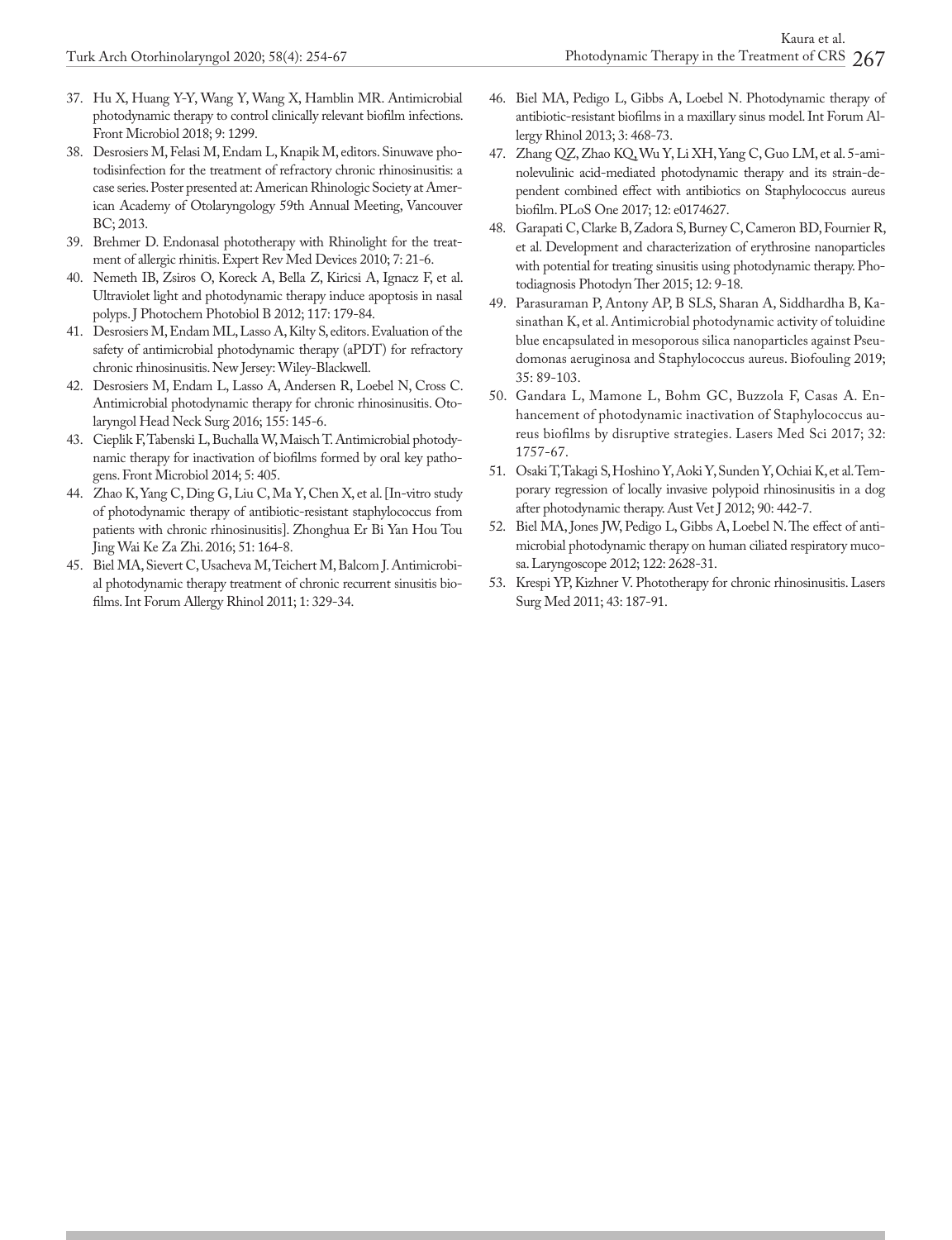37. Hu X, Huang Y-Y, Wang Y, Wang X, Hamblin MR. Antimicrobial photodynamic therapy to control clinically relevant biofilm infections. Front Microbiol 2018; 9: 1299.
38. Desrosiers M, Felasi M, Endam L, Knapik M, editors. Sinuwave photodisinfection for the treatment of refractory chronic rhinosinusitis: a case series. Poster presented at: American Rhinologic Society at American Academy of Otolaryngology 59th Annual Meeting, Vancouver BC; 2013.
39. Brehmer D. Endonasal phototherapy with Rhinolight for the treatment of allergic rhinitis. Expert Rev Med Devices 2010; 7: 21-6.
40. Nemeth IB, Zsiros O, Koreck A, Bella Z, Kiricsi A, Ignacz F, et al. Ultraviolet light and photodynamic therapy induce apoptosis in nasal polyps. J Photochem Photobiol B 2012; 117: 179-84.
41. Desrosiers M, Endam ML, Lasso A, Kilty S, editors. Evaluation of the safety of antimicrobial photodynamic therapy (aPDT) for refractory chronic rhinosinusitis. New Jersey: Wiley-Blackwell.
42. Desrosiers M, Endam L, Lasso A, Andersen R, Loebel N, Cross C. Antimicrobial photodynamic therapy for chronic rhinosinusitis. Otolaryngol Head Neck Surg 2016; 155: 145-6.
43. Cieplik F, Tabenski L, Buchalla W, Maisch T. Antimicrobial photodynamic therapy for inactivation of biofilms formed by oral key pathogens. Front Microbiol 2014; 5: 405.
44. Zhao K, Yang C, Ding G, Liu C, Ma Y, Chen X, et al. [In-vitro study of photodynamic therapy of antibiotic-resistant staphylococcus from patients with chronic rhinosinusitis]. Zhonghua Er Bi Yan Hou Tou Jing Wai Ke Za Zhi. 2016; 51: 164-8.
45. Biel MA, Sievert C, Usacheva M, Teichert M, Balcom J. Antimicrobial photodynamic therapy treatment of chronic recurrent sinusitis biofilms. Int Forum Allergy Rhinol 2011; 1: 329-34.
46. Biel MA, Pedigo L, Gibbs A, Loebel N. Photodynamic therapy of antibiotic-resistant biofilms in a maxillary sinus model. Int Forum Allergy Rhinol 2013; 3: 468-73.
47. Zhang QZ, Zhao KQ, Wu Y, Li XH, Yang C, Guo LM, et al. 5-aminolevulinic acid-mediated photodynamic therapy and its strain-dependent combined effect with antibiotics on Staphylococcus aureus biofilm. PLoS One 2017; 12: e0174627.
48. Garapati C, Clarke B, Zadora S, Burney C, Cameron BD, Fournier R, et al. Development and characterization of erythrosine nanoparticles with potential for treating sinusitis using photodynamic therapy. Photodiagnosis Photodyn Ther 2015; 12: 9-18.
49. Parasuraman P, Antony AP, B SLS, Sharan A, Siddhardha B, Kasinathan K, et al. Antimicrobial photodynamic activity of toluidine blue encapsulated in mesoporous silica nanoparticles against Pseudomonas aeruginosa and Staphylococcus aureus. Biofouling 2019; 35: 89-103.
50. Gandara L, Mamone L, Bohm GC, Buzzola F, Casas A. Enhancement of photodynamic inactivation of Staphylococcus aureus biofilms by disruptive strategies. Lasers Med Sci 2017; 32: 1757-67.
51. Osaki T, Takagi S, Hoshino Y, Aoki Y, Sunden Y, Ochiai K, et al. Temporary regression of locally invasive polypoid rhinosinusitis in a dog after photodynamic therapy. Aust Vet J 2012; 90: 442-7.
52. Biel MA, Jones JW, Pedigo L, Gibbs A, Loebel N. The effect of antimicrobial photodynamic therapy on human ciliated respiratory mucosa. Laryngoscope 2012; 122: 2628-31.
53. Krespi YP, Kizhner V. Phototherapy for chronic rhinosinusitis. Lasers Surg Med 2011; 43: 187-91.